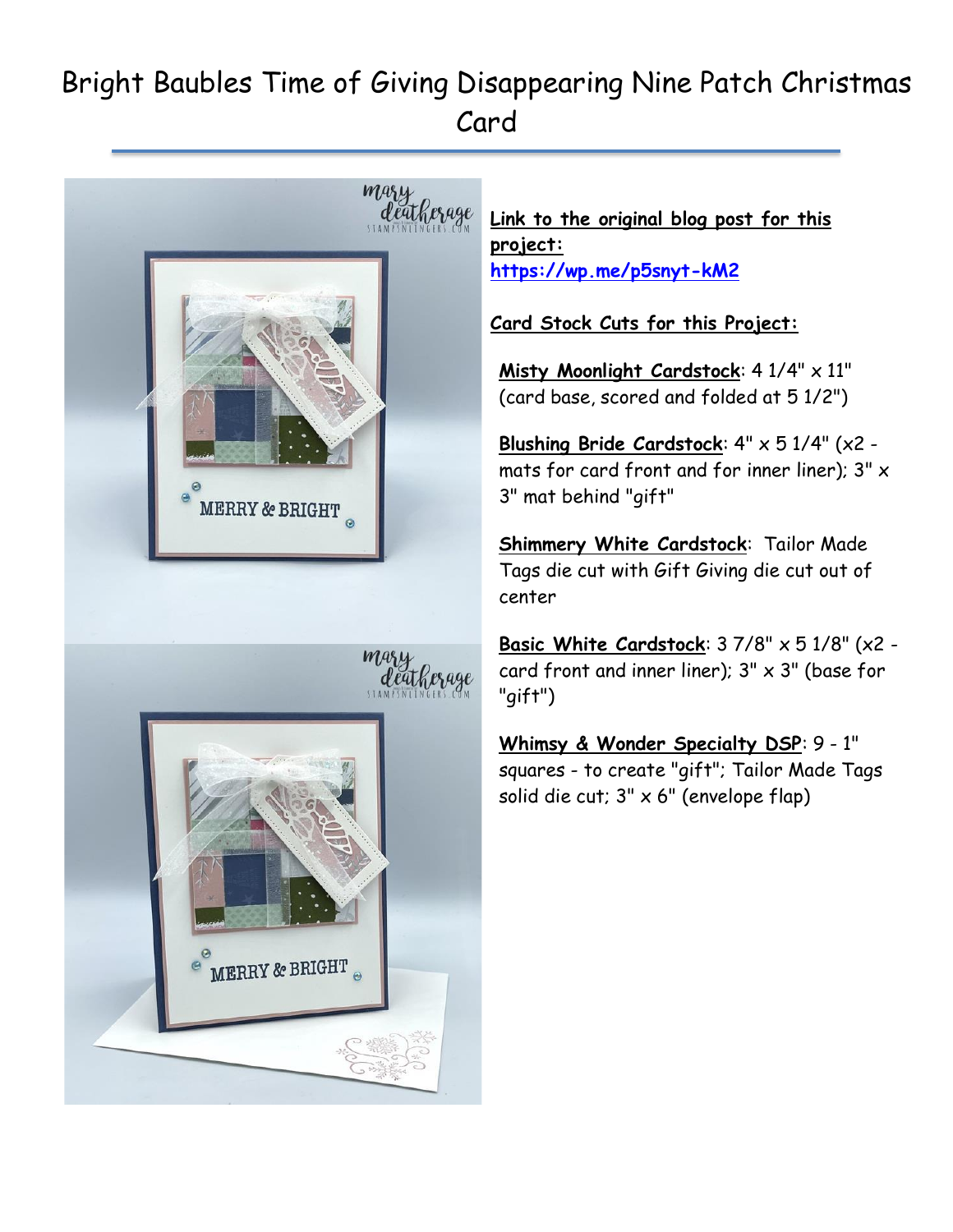# Bright Baubles Time of Giving Disappearing Nine Patch Christmas Card

**Link to the original blog post for this project:**
**https://wp.me/p5snyt-kM2**

**Card Stock Cuts for this Project:**

**Misty Moonlight Cardstock**: 4 1/4" x 11" (card base, scored and folded at 5 1/2")

**Blushing Bride Cardstock**: 4" x 5 1/4" (x2 - mats for card front and for inner liner); 3" x 3" mat behind "gift"

**Shimmery White Cardstock**: Tailor Made Tags die cut with Gift Giving die cut out of center

**Basic White Cardstock**: 3 7/8" x 5 1/8" (x2 - card front and inner liner); 3" x 3" (base for "gift")

**Whimsy & Wonder Specialty DSP**: 9 - 1" squares - to create "gift"; Tailor Made Tags solid die cut; 3" x 6" (envelope flap)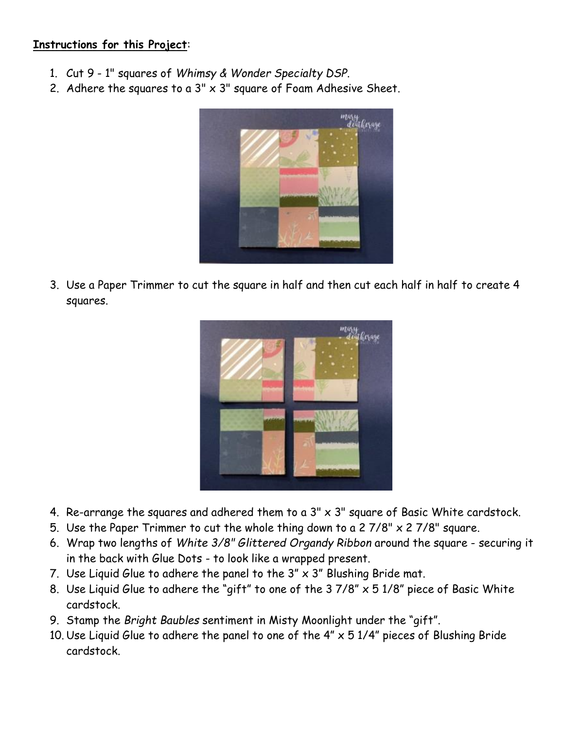**Instructions for this Project**:

1. Cut 9 - 1" squares of *Whimsy & Wonder Specialty DSP*.
2. Adhere the squares to a 3" x 3" square of Foam Adhesive Sheet.
3. Use a Paper Trimmer to cut the square in half and then cut each half in half to create 4 squares.
4. Re-arrange the squares and adhered them to a 3" x 3" square of Basic White cardstock.
5. Use the Paper Trimmer to cut the whole thing down to a 2 7/8" x 2 7/8" square.
6. Wrap two lengths of *White 3/8" Glittered Organdy Ribbon* around the square - securing it in the back with Glue Dots - to look like a wrapped present.
7. Use Liquid Glue to adhere the panel to the 3" x 3" Blushing Bride mat.
8. Use Liquid Glue to adhere the "gift" to one of the 3 7/8" x 5 1/8" piece of Basic White cardstock.
9. Stamp the *Bright Baubles* sentiment in Misty Moonlight under the "gift".
10. Use Liquid Glue to adhere the panel to one of the 4" x 5 1/4" pieces of Blushing Bride cardstock.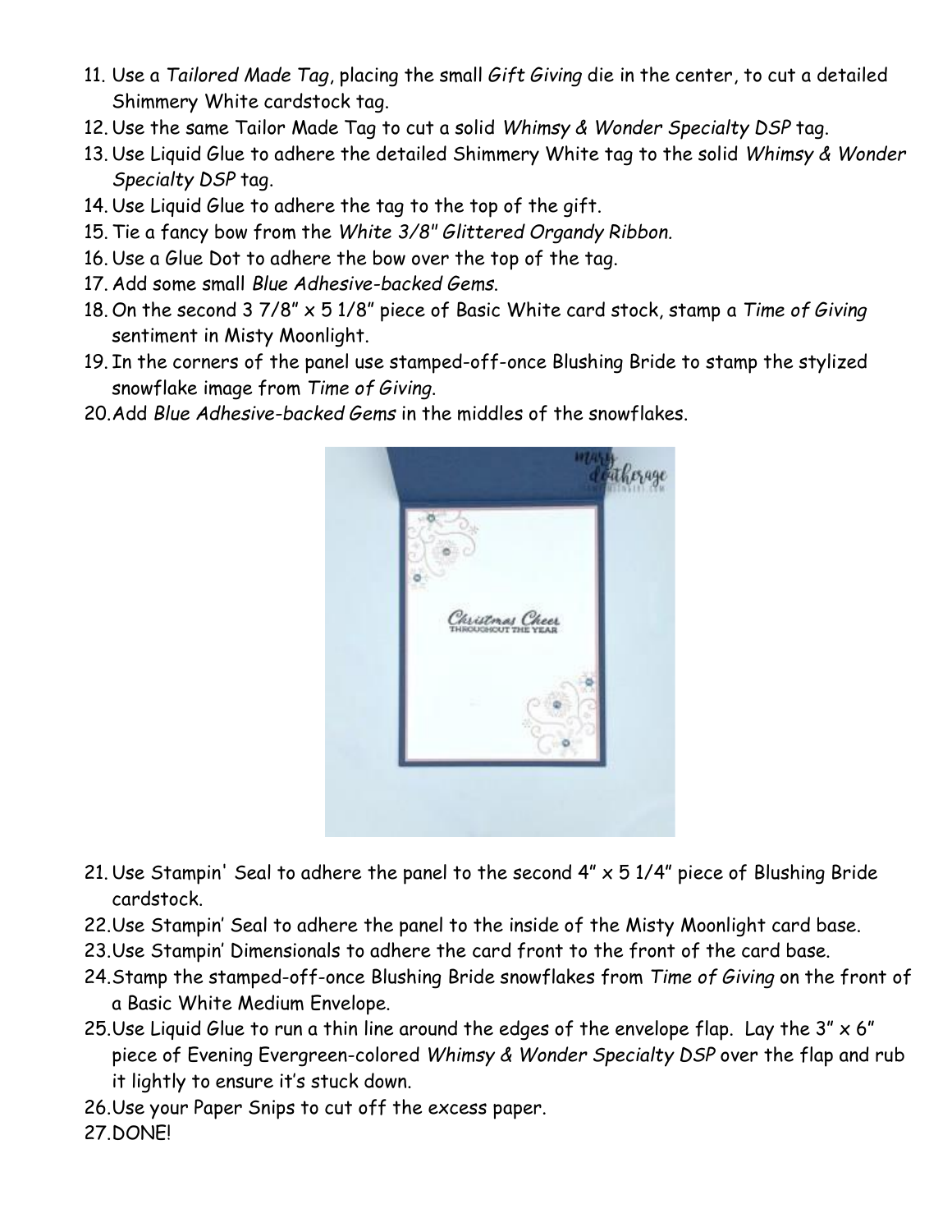11. Use a *Tailored Made Tag*, placing the small *Gift Giving* die in the center, to cut a detailed Shimmery White cardstock tag.
12. Use the same Tailor Made Tag to cut a solid *Whimsy & Wonder Specialty DSP* tag.
13. Use Liquid Glue to adhere the detailed Shimmery White tag to the solid *Whimsy & Wonder Specialty DSP* tag.
14. Use Liquid Glue to adhere the tag to the top of the gift.
15. Tie a fancy bow from the *White 3/8" Glittered Organdy Ribbon.*
16. Use a Glue Dot to adhere the bow over the top of the tag.
17. Add some small *Blue Adhesive-backed Gems.*
18. On the second 3 7/8" x 5 1/8" piece of Basic White card stock, stamp a *Time of Giving* sentiment in Misty Moonlight.
19. In the corners of the panel use stamped-off-once Blushing Bride to stamp the stylized snowflake image from *Time of Giving.*
20. Add *Blue Adhesive-backed Gems* in the middles of the snowflakes.

21. Use Stampin' Seal to adhere the panel to the second 4" x 5 1/4" piece of Blushing Bride cardstock.
22. Use Stampin' Seal to adhere the panel to the inside of the Misty Moonlight card base.
23. Use Stampin' Dimensionals to adhere the card front to the front of the card base.
24. Stamp the stamped-off-once Blushing Bride snowflakes from *Time of Giving* on the front of a Basic White Medium Envelope.
25. Use Liquid Glue to run a thin line around the edges of the envelope flap. Lay the 3" x 6" piece of Evening Evergreen-colored *Whimsy & Wonder Specialty DSP* over the flap and rub it lightly to ensure it's stuck down.
26. Use your Paper Snips to cut off the excess paper.
27. DONE!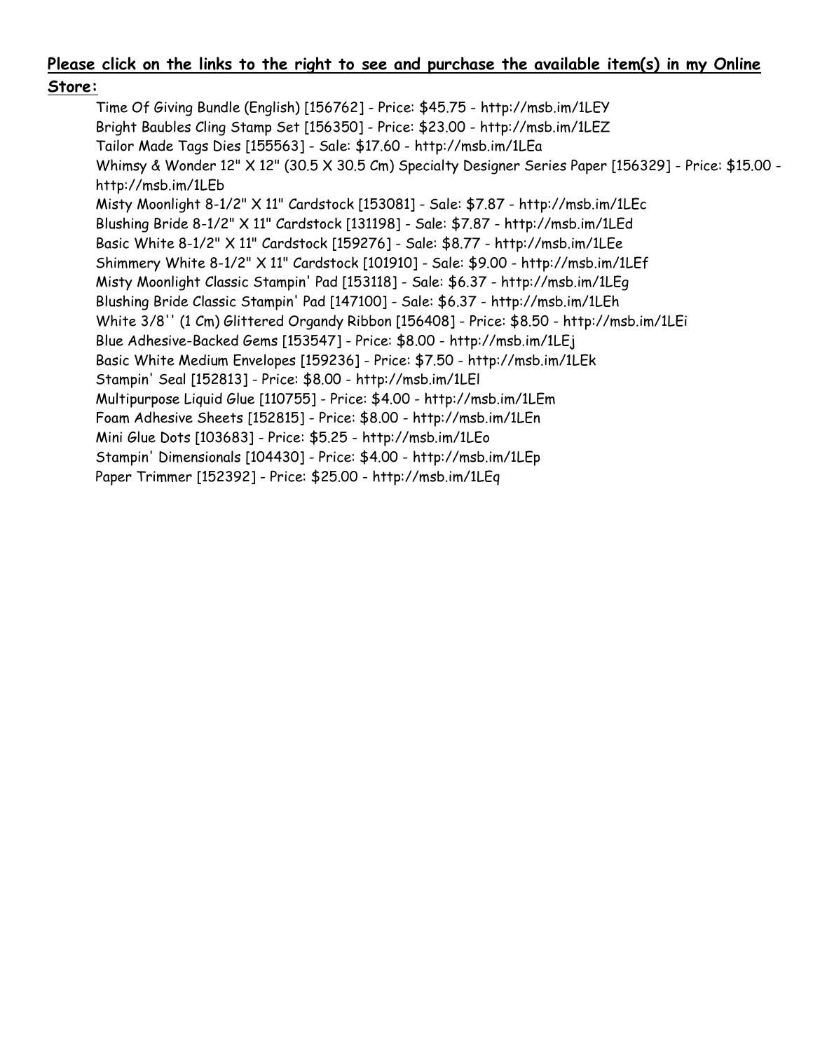**Please click on the links to the right to see and purchase the available item(s) in my Online Store:**

Time Of Giving Bundle (English) [156762] - Price: $45.75 - http://msb.im/1LEY
Bright Baubles Cling Stamp Set [156350] - Price: $23.00 - http://msb.im/1LEZ
Tailor Made Tags Dies [155563] - Sale: $17.60 - http://msb.im/1LEa
Whimsy & Wonder 12" X 12" (30.5 X 30.5 Cm) Specialty Designer Series Paper [156329] - Price: $15.00 - http://msb.im/1LEb
Misty Moonlight 8-1/2" X 11" Cardstock [153081] - Sale: $7.87 - http://msb.im/1LEc
Blushing Bride 8-1/2" X 11" Cardstock [131198] - Sale: $7.87 - http://msb.im/1LEd
Basic White 8-1/2" X 11" Cardstock [159276] - Sale: $8.77 - http://msb.im/1LEe
Shimmery White 8-1/2" X 11" Cardstock [101910] - Sale: $9.00 - http://msb.im/1LEf
Misty Moonlight Classic Stampin' Pad [153118] - Sale: $6.37 - http://msb.im/1LEg
Blushing Bride Classic Stampin' Pad [147100] - Sale: $6.37 - http://msb.im/1LEh
White 3/8'' (1 Cm) Glittered Organdy Ribbon [156408] - Price: $8.50 - http://msb.im/1LEi
Blue Adhesive-Backed Gems [153547] - Price: $8.00 - http://msb.im/1LEj
Basic White Medium Envelopes [159236] - Price: $7.50 - http://msb.im/1LEk
Stampin' Seal [152813] - Price: $8.00 - http://msb.im/1LEl
Multipurpose Liquid Glue [110755] - Price: $4.00 - http://msb.im/1LEm
Foam Adhesive Sheets [152815] - Price: $8.00 - http://msb.im/1LEn
Mini Glue Dots [103683] - Price: $5.25 - http://msb.im/1LEo
Stampin' Dimensionals [104430] - Price: $4.00 - http://msb.im/1LEp
Paper Trimmer [152392] - Price: $25.00 - http://msb.im/1LEq